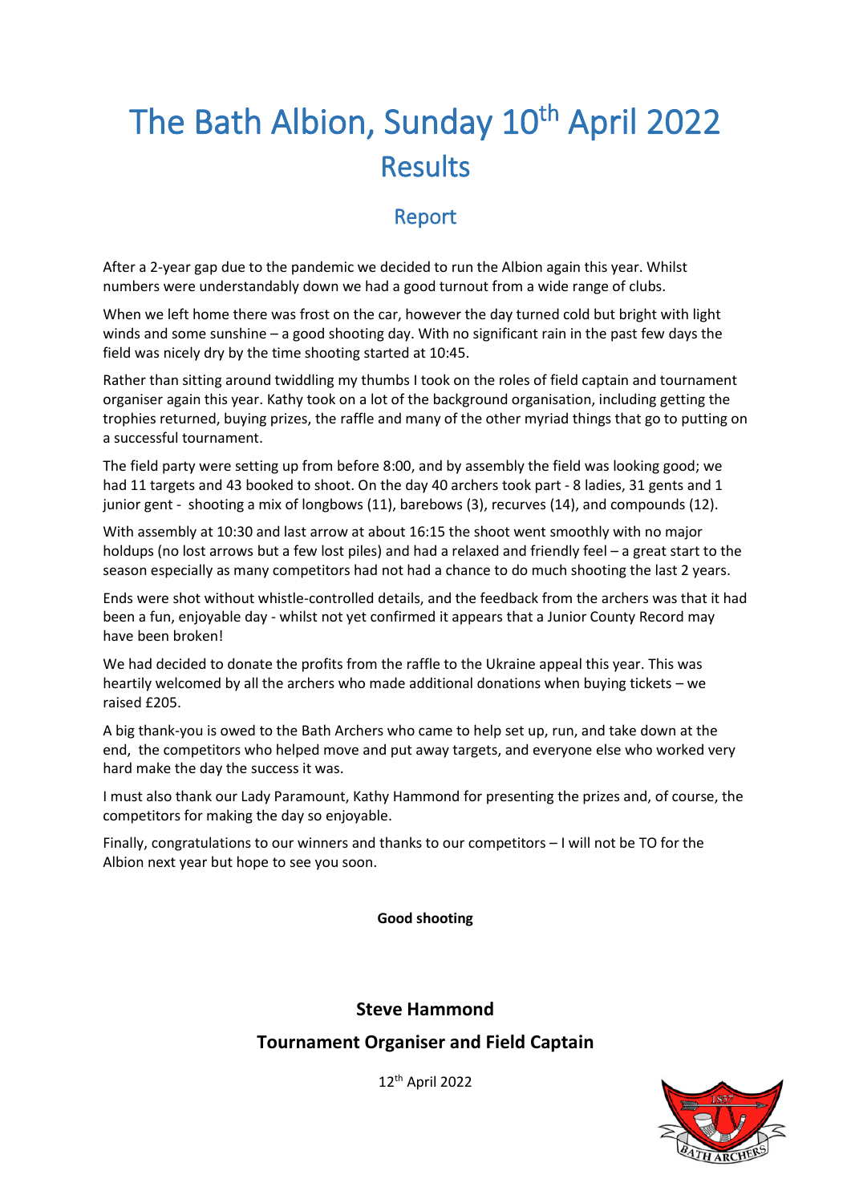# The Bath Albion, Sunday 10th April 2022

## Results

### Report

After a 2-year gap due to the pandemic we decided to run the Albion again this year. Whilst numbers were understandably down we had a good turnout from a wide range of clubs.

When we left home there was frost on the car, however the day turned cold but bright with light winds and some sunshine – a good shooting day. With no significant rain in the past few days the field was nicely dry by the time shooting started at 10:45.

Rather than sitting around twiddling my thumbs I took on the roles of field captain and tournament organiser again this year. Kathy took on a lot of the background organisation, including getting the trophies returned, buying prizes, the raffle and many of the other myriad things that go to putting on a successful tournament.

The field party were setting up from before 8:00, and by assembly the field was looking good; we had 11 targets and 43 booked to shoot. On the day 40 archers took part - 8 ladies, 31 gents and 1 junior gent - shooting a mix of longbows (11), barebows (3), recurves (14), and compounds (12).

With assembly at 10:30 and last arrow at about 16:15 the shoot went smoothly with no major holdups (no lost arrows but a few lost piles) and had a relaxed and friendly feel – a great start to the season especially as many competitors had not had a chance to do much shooting the last 2 years.

Ends were shot without whistle-controlled details, and the feedback from the archers was that it had been a fun, enjoyable day - whilst not yet confirmed it appears that a Junior County Record may have been broken!

We had decided to donate the profits from the raffle to the Ukraine appeal this year. This was heartily welcomed by all the archers who made additional donations when buying tickets – we raised £205.

A big thank-you is owed to the Bath Archers who came to help set up, run, and take down at the end, the competitors who helped move and put away targets, and everyone else who worked very hard make the day the success it was.

I must also thank our Lady Paramount, Kathy Hammond for presenting the prizes and, of course, the competitors for making the day so enjoyable.

Finally, congratulations to our winners and thanks to our competitors – I will not be TO for the Albion next year but hope to see you soon.

**Good shooting**

**Steve Hammond**

**Tournament Organiser and Field Captain**

12th April 2022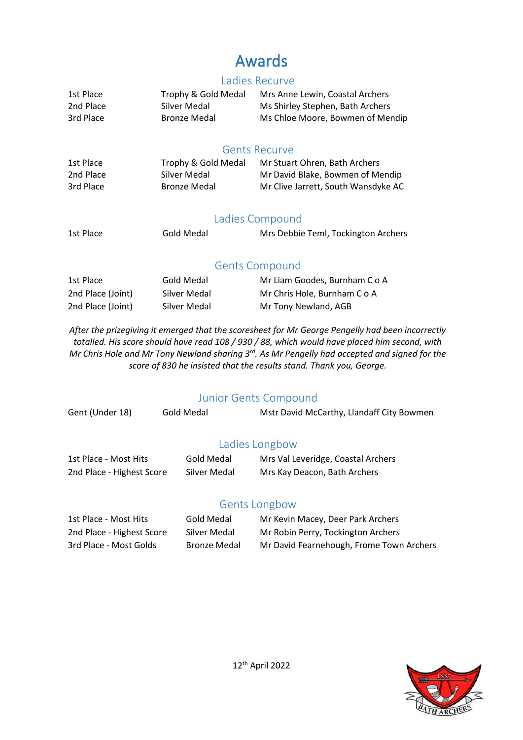# Awards

## Ladies Recurve

| | | |
|---|---|---|
| 1st Place | Trophy & Gold Medal | Mrs Anne Lewin, Coastal Archers |
| 2nd Place | Silver Medal | Ms Shirley Stephen, Bath Archers |
| 3rd Place | Bronze Medal | Ms Chloe Moore, Bowmen of Mendip |

## Gents Recurve

| | | |
|---|---|---|
| 1st Place | Trophy & Gold Medal | Mr Stuart Ohren, Bath Archers |
| 2nd Place | Silver Medal | Mr David Blake, Bowmen of Mendip |
| 3rd Place | Bronze Medal | Mr Clive Jarrett, South Wansdyke AC |

## Ladies Compound

| | | |
|---|---|---|
| 1st Place | Gold Medal | Mrs Debbie Teml, Tockington Archers |

## Gents Compound

| | | |
|---|---|---|
| 1st Place | Gold Medal | Mr Liam Goodes, Burnham C o A |
| 2nd Place (Joint) | Silver Medal | Mr Chris Hole, Burnham C o A |
| 2nd Place (Joint) | Silver Medal | Mr Tony Newland, AGB |

*After the prizegiving it emerged that the scoresheet for Mr George Pengelly had been incorrectly totalled. His score should have read 108 / 930 / 88, which would have placed him second, with Mr Chris Hole and Mr Tony Newland sharing 3rd. As Mr Pengelly had accepted and signed for the score of 830 he insisted that the results stand. Thank you, George.*

## Junior Gents Compound

| | | |
|---|---|---|
| Gent (Under 18) | Gold Medal | Mstr David McCarthy, Llandaff City Bowmen |

## Ladies Longbow

| | | |
|---|---|---|
| 1st Place - Most Hits | Gold Medal | Mrs Val Leveridge, Coastal Archers |
| 2nd Place - Highest Score | Silver Medal | Mrs Kay Deacon, Bath Archers |

## Gents Longbow

| | | |
|---|---|---|
| 1st Place - Most Hits | Gold Medal | Mr Kevin Macey, Deer Park Archers |
| 2nd Place - Highest Score | Silver Medal | Mr Robin Perry, Tockington Archers |
| 3rd Place - Most Golds | Bronze Medal | Mr David Fearnehough, Frome Town Archers |

12th April 2022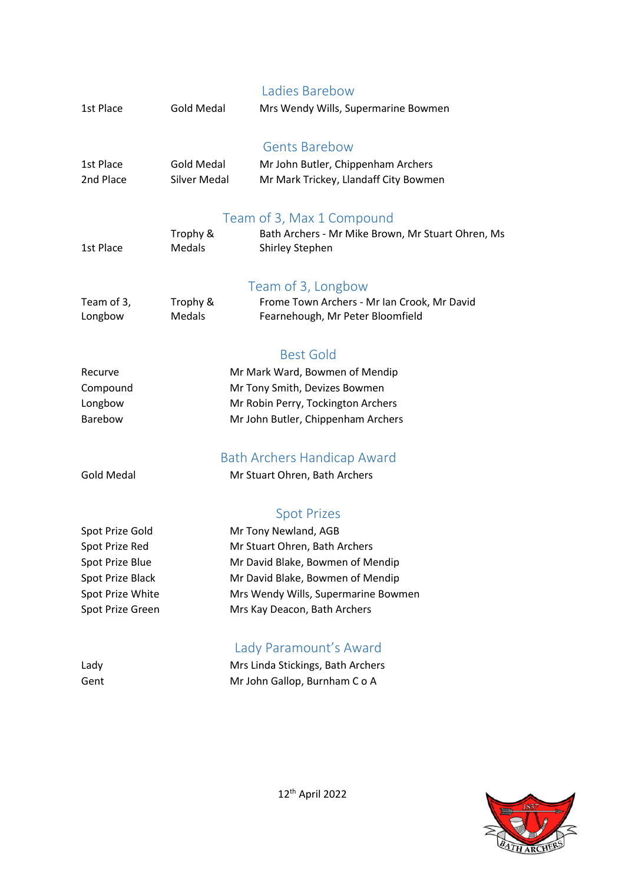## Ladies Barebow

| | | |
|---|---|---|
| 1st Place | Gold Medal | Mrs Wendy Wills, Supermarine Bowmen |

## Gents Barebow

| | | |
|---|---|---|
| 1st Place | Gold Medal | Mr John Butler, Chippenham Archers |
| 2nd Place | Silver Medal | Mr Mark Trickey, Llandaff City Bowmen |

## Team of 3, Max 1 Compound

| | | |
|---|---|---|
| 1st Place | Trophy & Medals | Bath Archers - Mr Mike Brown, Mr Stuart Ohren, Ms Shirley Stephen |

## Team of 3, Longbow

| | | |
|---|---|---|
| Team of 3, Longbow | Trophy & Medals | Frome Town Archers - Mr Ian Crook, Mr David Fearnehough, Mr Peter Bloomfield |

## Best Gold

| | |
|---|---|
| Recurve | Mr Mark Ward, Bowmen of Mendip |
| Compound | Mr Tony Smith, Devizes Bowmen |
| Longbow | Mr Robin Perry, Tockington Archers |
| Barebow | Mr John Butler, Chippenham Archers |

## Bath Archers Handicap Award

| | |
|---|---|
| Gold Medal | Mr Stuart Ohren, Bath Archers |

## Spot Prizes

| | |
|---|---|
| Spot Prize Gold | Mr Tony Newland, AGB |
| Spot Prize Red | Mr Stuart Ohren, Bath Archers |
| Spot Prize Blue | Mr David Blake, Bowmen of Mendip |
| Spot Prize Black | Mr David Blake, Bowmen of Mendip |
| Spot Prize White | Mrs Wendy Wills, Supermarine Bowmen |
| Spot Prize Green | Mrs Kay Deacon, Bath Archers |

## Lady Paramount's Award

| | |
|---|---|
| Lady | Mrs Linda Stickings, Bath Archers |
| Gent | Mr John Gallop, Burnham C o A |

12th April 2022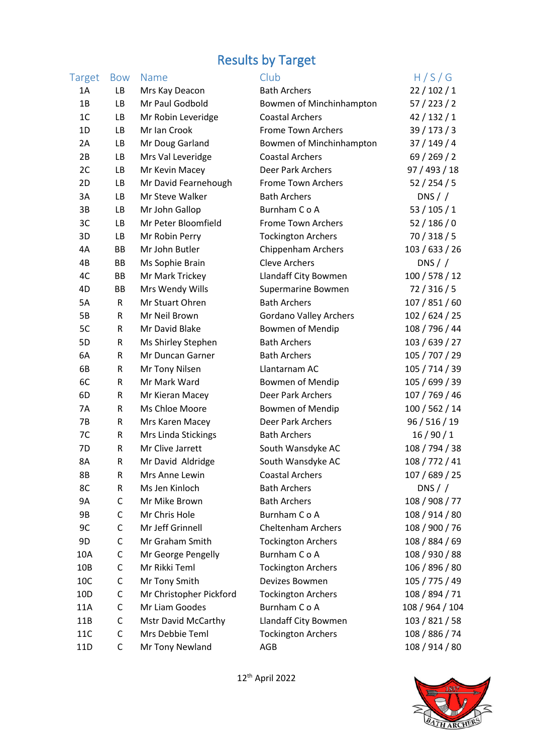# Results by Target

| Target | Bow | Name | Club | H / S / G |
|---|---|---|---|---|
| 1A | LB | Mrs Kay Deacon | Bath Archers | 22 / 102 / 1 |
| 1B | LB | Mr Paul Godbold | Bowmen of Minchinhampton | 57 / 223 / 2 |
| 1C | LB | Mr Robin Leveridge | Coastal Archers | 42 / 132 / 1 |
| 1D | LB | Mr Ian Crook | Frome Town Archers | 39 / 173 / 3 |
| 2A | LB | Mr Doug Garland | Bowmen of Minchinhampton | 37 / 149 / 4 |
| 2B | LB | Mrs Val Leveridge | Coastal Archers | 69 / 269 / 2 |
| 2C | LB | Mr Kevin Macey | Deer Park Archers | 97 / 493 / 18 |
| 2D | LB | Mr David Fearnehough | Frome Town Archers | 52 / 254 / 5 |
| 3A | LB | Mr Steve Walker | Bath Archers | DNS / / |
| 3B | LB | Mr John Gallop | Burnham C o A | 53 / 105 / 1 |
| 3C | LB | Mr Peter Bloomfield | Frome Town Archers | 52 / 186 / 0 |
| 3D | LB | Mr Robin Perry | Tockington Archers | 70 / 318 / 5 |
| 4A | BB | Mr John Butler | Chippenham Archers | 103 / 633 / 26 |
| 4B | BB | Ms Sophie Brain | Cleve Archers | DNS / / |
| 4C | BB | Mr Mark Trickey | Llandaff City Bowmen | 100 / 578 / 12 |
| 4D | BB | Mrs Wendy Wills | Supermarine Bowmen | 72 / 316 / 5 |
| 5A | R | Mr Stuart Ohren | Bath Archers | 107 / 851 / 60 |
| 5B | R | Mr Neil Brown | Gordano Valley Archers | 102 / 624 / 25 |
| 5C | R | Mr David Blake | Bowmen of Mendip | 108 / 796 / 44 |
| 5D | R | Ms Shirley Stephen | Bath Archers | 103 / 639 / 27 |
| 6A | R | Mr Duncan Garner | Bath Archers | 105 / 707 / 29 |
| 6B | R | Mr Tony Nilsen | Llantarnam AC | 105 / 714 / 39 |
| 6C | R | Mr Mark Ward | Bowmen of Mendip | 105 / 699 / 39 |
| 6D | R | Mr Kieran Macey | Deer Park Archers | 107 / 769 / 46 |
| 7A | R | Ms Chloe Moore | Bowmen of Mendip | 100 / 562 / 14 |
| 7B | R | Mrs Karen Macey | Deer Park Archers | 96 / 516 / 19 |
| 7C | R | Mrs Linda Stickings | Bath Archers | 16 / 90 / 1 |
| 7D | R | Mr Clive Jarrett | South Wansdyke AC | 108 / 794 / 38 |
| 8A | R | Mr David Aldridge | South Wansdyke AC | 108 / 772 / 41 |
| 8B | R | Mrs Anne Lewin | Coastal Archers | 107 / 689 / 25 |
| 8C | R | Ms Jen Kinloch | Bath Archers | DNS / / |
| 9A | C | Mr Mike Brown | Bath Archers | 108 / 908 / 77 |
| 9B | C | Mr Chris Hole | Burnham C o A | 108 / 914 / 80 |
| 9C | C | Mr Jeff Grinnell | Cheltenham Archers | 108 / 900 / 76 |
| 9D | C | Mr Graham Smith | Tockington Archers | 108 / 884 / 69 |
| 10A | C | Mr George Pengelly | Burnham C o A | 108 / 930 / 88 |
| 10B | C | Mr Rikki Teml | Tockington Archers | 106 / 896 / 80 |
| 10C | C | Mr Tony Smith | Devizes Bowmen | 105 / 775 / 49 |
| 10D | C | Mr Christopher Pickford | Tockington Archers | 108 / 894 / 71 |
| 11A | C | Mr Liam Goodes | Burnham C o A | 108 / 964 / 104 |
| 11B | C | Mstr David McCarthy | Llandaff City Bowmen | 103 / 821 / 58 |
| 11C | C | Mrs Debbie Teml | Tockington Archers | 108 / 886 / 74 |
| 11D | C | Mr Tony Newland | AGB | 108 / 914 / 80 |

12th April 2022